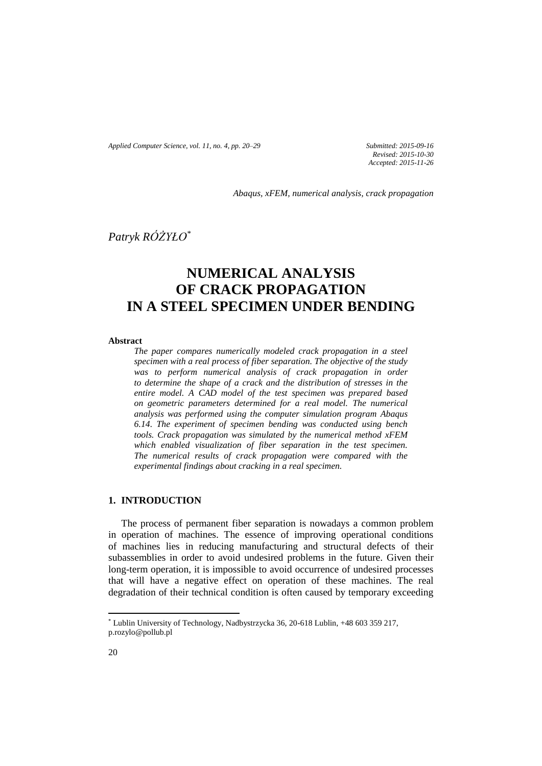*Submitted: 2015-09-16*
*Revised: 2015-10-30*
*Accepted: 2015-11-26*

*Abaqus, xFEM, numerical analysis, crack propagation*

*Patryk RÓŻYŁO*[*]

# NUMERICAL ANALYSIS OF CRACK PROPAGATION IN A STEEL SPECIMEN UNDER BENDING

**Abstract**

*The paper compares numerically modeled crack propagation in a steel specimen with a real process of fiber separation. The objective of the study was to perform numerical analysis of crack propagation in order to determine the shape of a crack and the distribution of stresses in the entire model. A CAD model of the test specimen was prepared based on geometric parameters determined for a real model. The numerical analysis was performed using the computer simulation program Abaqus 6.14. The experiment of specimen bending was conducted using bench tools. Crack propagation was simulated by the numerical method xFEM which enabled visualization of fiber separation in the test specimen. The numerical results of crack propagation were compared with the experimental findings about cracking in a real specimen.*

## 1. INTRODUCTION

The process of permanent fiber separation is nowadays a common problem in operation of machines. The essence of improving operational conditions of machines lies in reducing manufacturing and structural defects of their subassemblies in order to avoid undesired problems in the future. Given their long-term operation, it is impossible to avoid occurrence of undesired processes that will have a negative effect on operation of these machines. The real degradation of their technical condition is often caused by temporary exceeding

---

[*] Lublin University of Technology, Nadbystrzycka 36, 20-618 Lublin, +48 603 359 217, p.rozylo@pollub.pl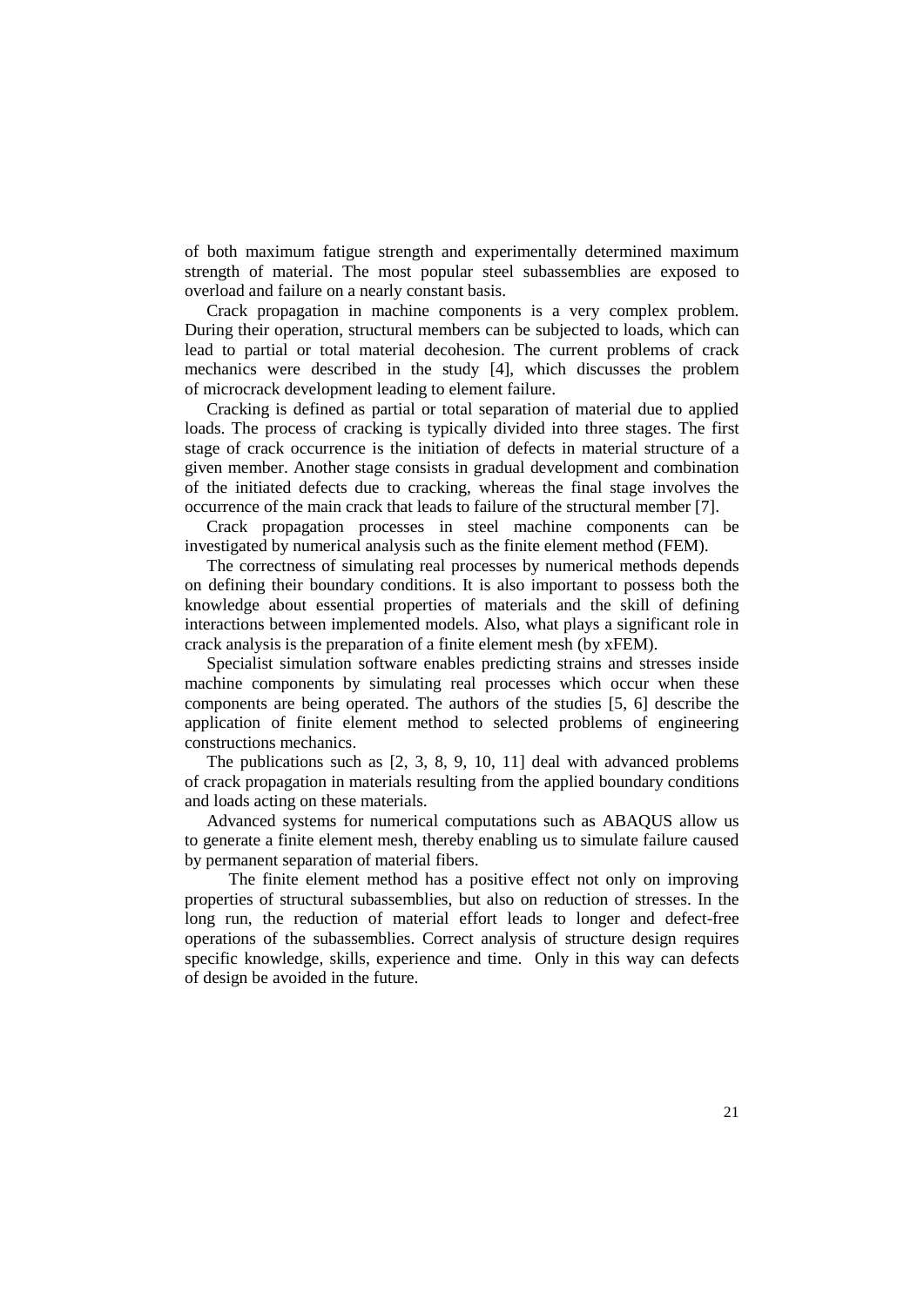of both maximum fatigue strength and experimentally determined maximum strength of material. The most popular steel subassemblies are exposed to overload and failure on a nearly constant basis.

Crack propagation in machine components is a very complex problem. During their operation, structural members can be subjected to loads, which can lead to partial or total material decohesion. The current problems of crack mechanics were described in the study [4], which discusses the problem of microcrack development leading to element failure.

Cracking is defined as partial or total separation of material due to applied loads. The process of cracking is typically divided into three stages. The first stage of crack occurrence is the initiation of defects in material structure of a given member. Another stage consists in gradual development and combination of the initiated defects due to cracking, whereas the final stage involves the occurrence of the main crack that leads to failure of the structural member [7].

Crack propagation processes in steel machine components can be investigated by numerical analysis such as the finite element method (FEM).

The correctness of simulating real processes by numerical methods depends on defining their boundary conditions. It is also important to possess both the knowledge about essential properties of materials and the skill of defining interactions between implemented models. Also, what plays a significant role in crack analysis is the preparation of a finite element mesh (by xFEM).

Specialist simulation software enables predicting strains and stresses inside machine components by simulating real processes which occur when these components are being operated. The authors of the studies [5, 6] describe the application of finite element method to selected problems of engineering constructions mechanics.

The publications such as [2, 3, 8, 9, 10, 11] deal with advanced problems of crack propagation in materials resulting from the applied boundary conditions and loads acting on these materials.

Advanced systems for numerical computations such as ABAQUS allow us to generate a finite element mesh, thereby enabling us to simulate failure caused by permanent separation of material fibers.

The finite element method has a positive effect not only on improving properties of structural subassemblies, but also on reduction of stresses. In the long run, the reduction of material effort leads to longer and defect-free operations of the subassemblies. Correct analysis of structure design requires specific knowledge, skills, experience and time. Only in this way can defects of design be avoided in the future.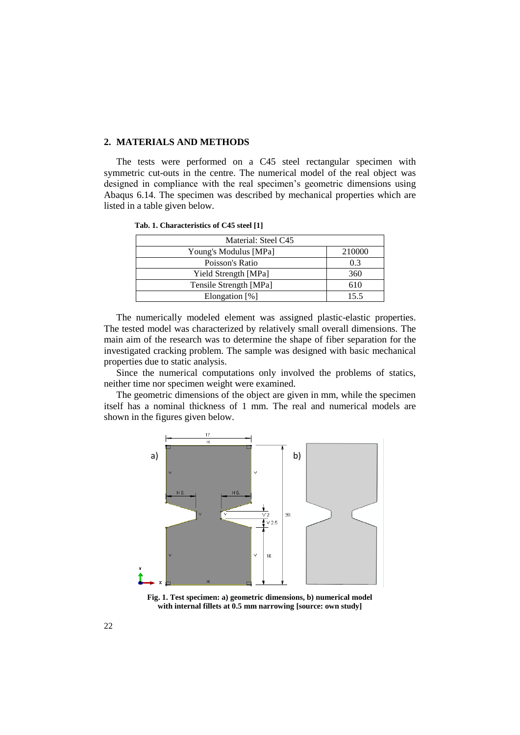## 2. MATERIALS AND METHODS

The tests were performed on a C45 steel rectangular specimen with symmetric cut-outs in the centre. The numerical model of the real object was designed in compliance with the real specimen's geometric dimensions using Abaqus 6.14. The specimen was described by mechanical properties which are listed in a table given below.

**Tab. 1. Characteristics of C45 steel [1]**

| Material: Steel C45 | |
|---|---|
| Young's Modulus [MPa] | 210000 |
| Poisson's Ratio | 0.3 |
| Yield Strength [MPa] | 360 |
| Tensile Strength [MPa] | 610 |
| Elongation [%] | 15.5 |

The numerically modeled element was assigned plastic-elastic properties. The tested model was characterized by relatively small overall dimensions. The main aim of the research was to determine the shape of fiber separation for the investigated cracking problem. The sample was designed with basic mechanical properties due to static analysis.

Since the numerical computations only involved the problems of statics, neither time nor specimen weight were examined.

The geometric dimensions of the object are given in mm, while the specimen itself has a nominal thickness of 1 mm. The real and numerical models are shown in the figures given below.

**Fig. 1. Test specimen: a) geometric dimensions, b) numerical model with internal fillets at 0.5 mm narrowing [source: own study]**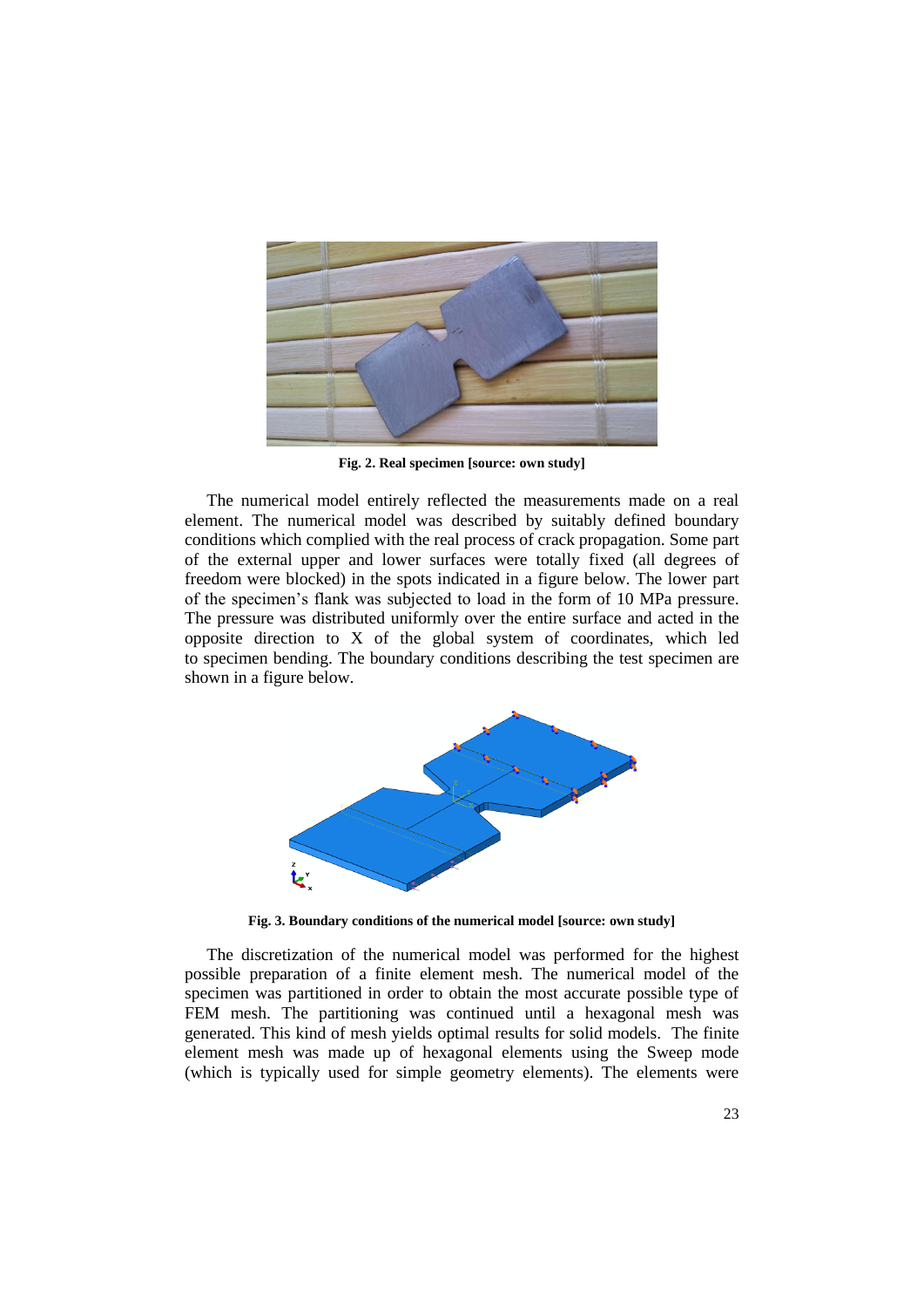Fig. 2. Real specimen [source: own study]

The numerical model entirely reflected the measurements made on a real element. The numerical model was described by suitably defined boundary conditions which complied with the real process of crack propagation. Some part of the external upper and lower surfaces were totally fixed (all degrees of freedom were blocked) in the spots indicated in a figure below. The lower part of the specimen's flank was subjected to load in the form of 10 MPa pressure. The pressure was distributed uniformly over the entire surface and acted in the opposite direction to X of the global system of coordinates, which led to specimen bending. The boundary conditions describing the test specimen are shown in a figure below.

Fig. 3. Boundary conditions of the numerical model [source: own study]

The discretization of the numerical model was performed for the highest possible preparation of a finite element mesh. The numerical model of the specimen was partitioned in order to obtain the most accurate possible type of FEM mesh. The partitioning was continued until a hexagonal mesh was generated. This kind of mesh yields optimal results for solid models. The finite element mesh was made up of hexagonal elements using the Sweep mode (which is typically used for simple geometry elements). The elements were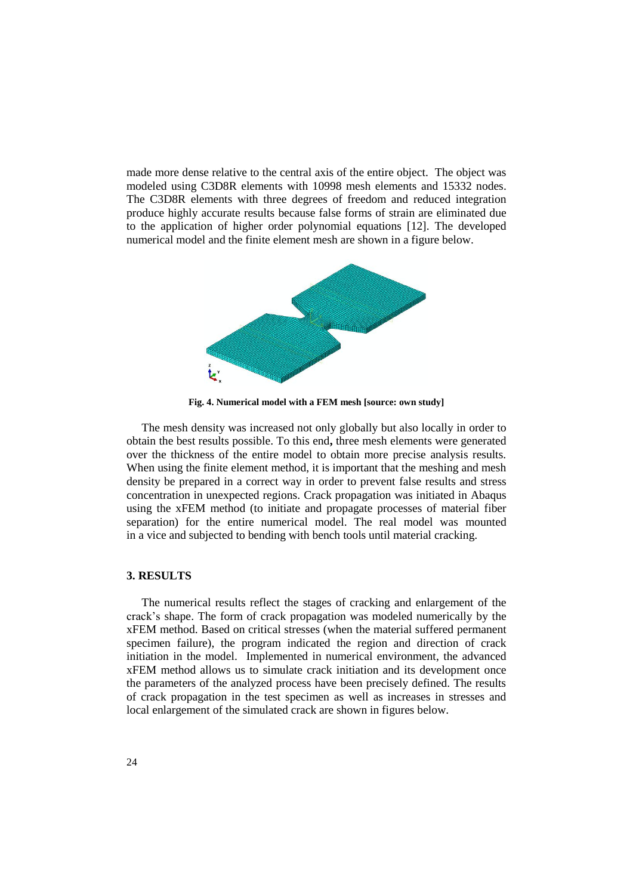made more dense relative to the central axis of the entire object. The object was modeled using C3D8R elements with 10998 mesh elements and 15332 nodes. The C3D8R elements with three degrees of freedom and reduced integration produce highly accurate results because false forms of strain are eliminated due to the application of higher order polynomial equations [12]. The developed numerical model and the finite element mesh are shown in a figure below.

**Fig. 4. Numerical model with a FEM mesh [source: own study]**

The mesh density was increased not only globally but also locally in order to obtain the best results possible. To this end**,** three mesh elements were generated over the thickness of the entire model to obtain more precise analysis results. When using the finite element method, it is important that the meshing and mesh density be prepared in a correct way in order to prevent false results and stress concentration in unexpected regions. Crack propagation was initiated in Abaqus using the xFEM method (to initiate and propagate processes of material fiber separation) for the entire numerical model. The real model was mounted in a vice and subjected to bending with bench tools until material cracking.

## 3. RESULTS

The numerical results reflect the stages of cracking and enlargement of the crack's shape. The form of crack propagation was modeled numerically by the xFEM method. Based on critical stresses (when the material suffered permanent specimen failure), the program indicated the region and direction of crack initiation in the model. Implemented in numerical environment, the advanced xFEM method allows us to simulate crack initiation and its development once the parameters of the analyzed process have been precisely defined. The results of crack propagation in the test specimen as well as increases in stresses and local enlargement of the simulated crack are shown in figures below.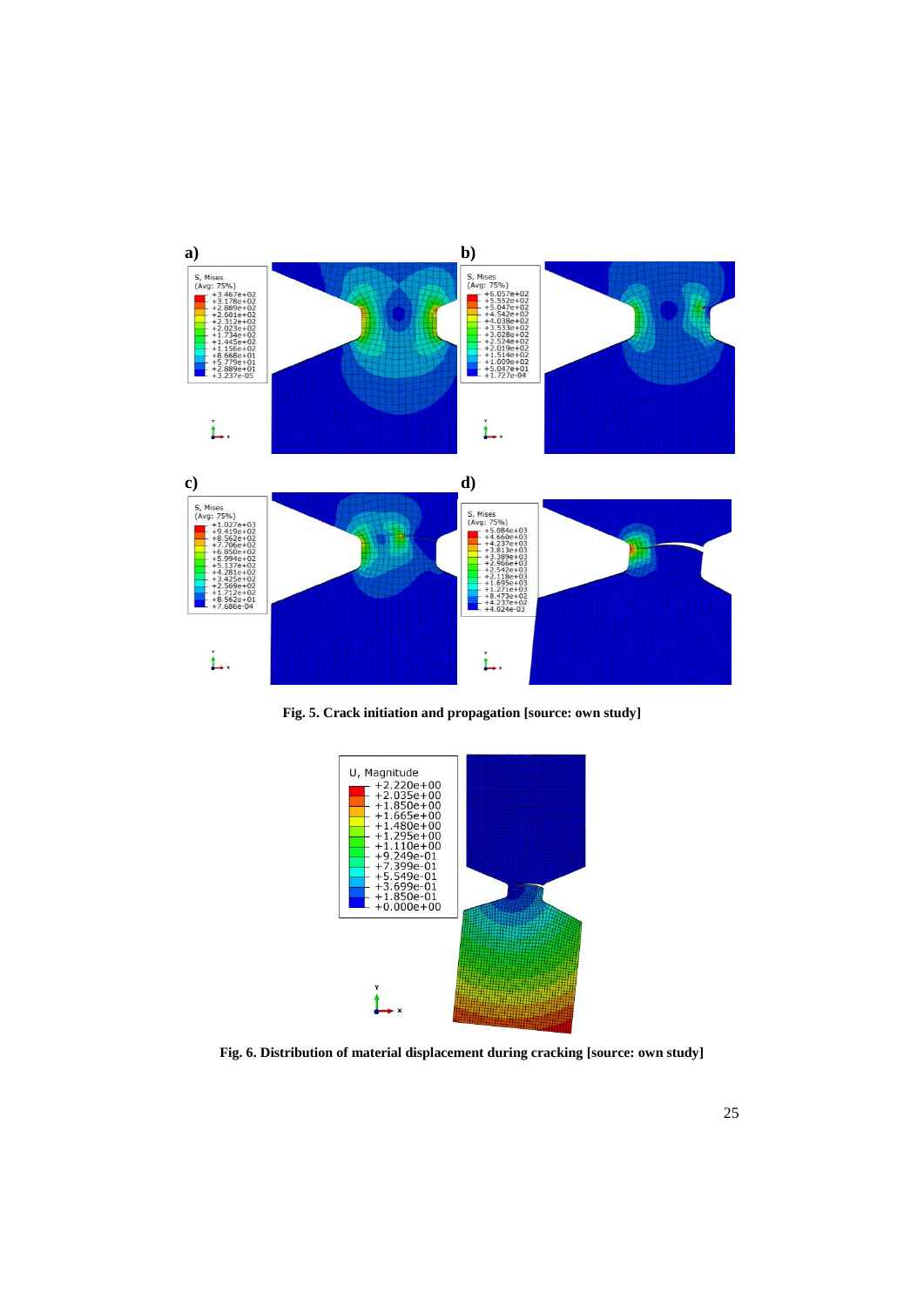Fig. 5. Crack initiation and propagation [source: own study]

Fig. 6. Distribution of material displacement during cracking [source: own study]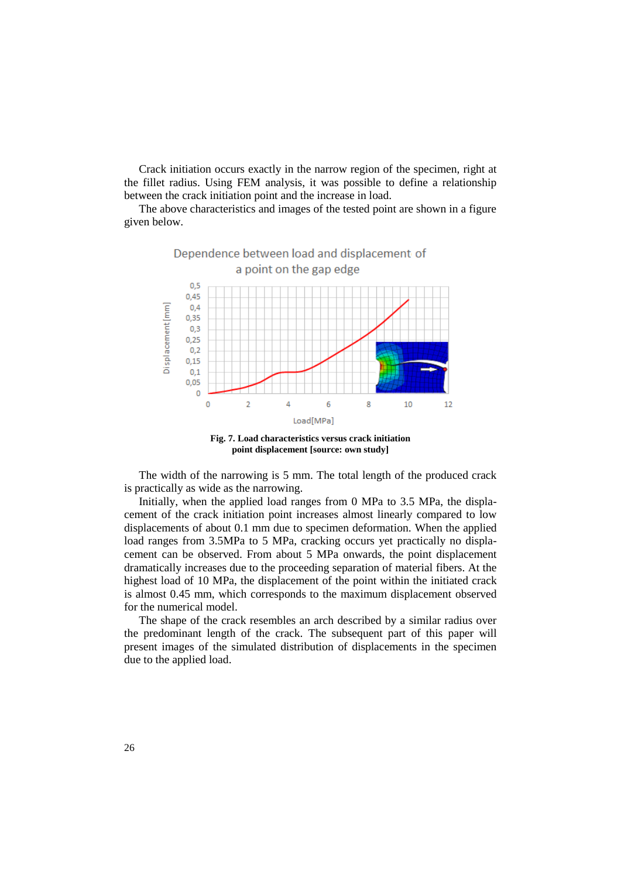Crack initiation occurs exactly in the narrow region of the specimen, right at the fillet radius. Using FEM analysis, it was possible to define a relationship between the crack initiation point and the increase in load.

The above characteristics and images of the tested point are shown in a figure given below.

**Fig. 7. Load characteristics versus crack initiation point displacement [source: own study]**

The width of the narrowing is 5 mm. The total length of the produced crack is practically as wide as the narrowing.

Initially, when the applied load ranges from 0 MPa to 3.5 MPa, the displacement of the crack initiation point increases almost linearly compared to low displacements of about 0.1 mm due to specimen deformation. When the applied load ranges from 3.5MPa to 5 MPa, cracking occurs yet practically no displacement can be observed. From about 5 MPa onwards, the point displacement dramatically increases due to the proceeding separation of material fibers. At the highest load of 10 MPa, the displacement of the point within the initiated crack is almost 0.45 mm, which corresponds to the maximum displacement observed for the numerical model.

The shape of the crack resembles an arch described by a similar radius over the predominant length of the crack. The subsequent part of this paper will present images of the simulated distribution of displacements in the specimen due to the applied load.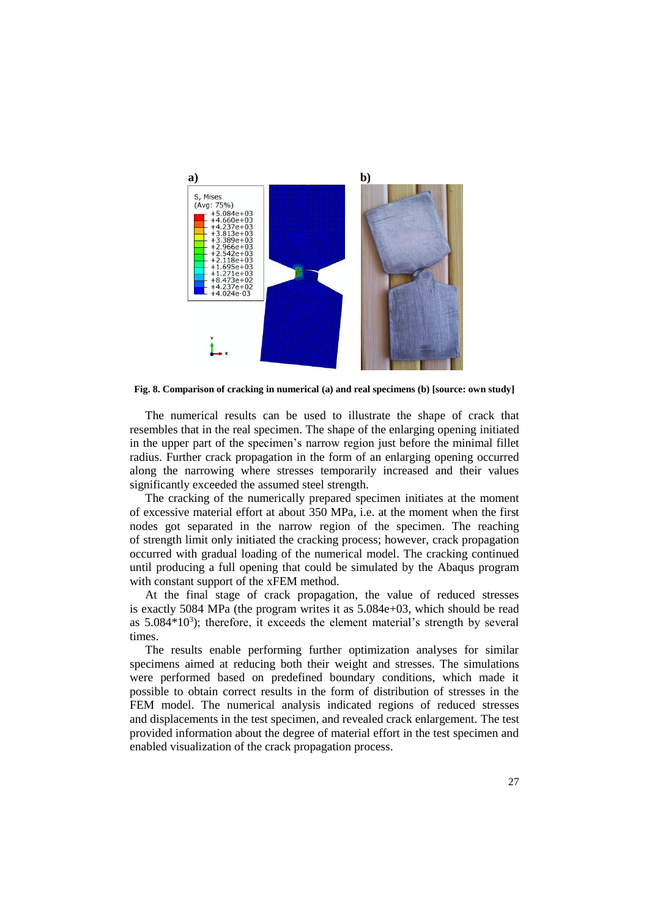**Fig. 8. Comparison of cracking in numerical (a) and real specimens (b) [source: own study]**

The numerical results can be used to illustrate the shape of crack that resembles that in the real specimen. The shape of the enlarging opening initiated in the upper part of the specimen's narrow region just before the minimal fillet radius. Further crack propagation in the form of an enlarging opening occurred along the narrowing where stresses temporarily increased and their values significantly exceeded the assumed steel strength.

The cracking of the numerically prepared specimen initiates at the moment of excessive material effort at about 350 MPa, i.e. at the moment when the first nodes got separated in the narrow region of the specimen. The reaching of strength limit only initiated the cracking process; however, crack propagation occurred with gradual loading of the numerical model. The cracking continued until producing a full opening that could be simulated by the Abaqus program with constant support of the xFEM method.

At the final stage of crack propagation, the value of reduced stresses is exactly 5084 MPa (the program writes it as 5.084e+03, which should be read as $5.084 \cdot 10^3$); therefore, it exceeds the element material's strength by several times.

The results enable performing further optimization analyses for similar specimens aimed at reducing both their weight and stresses. The simulations were performed based on predefined boundary conditions, which made it possible to obtain correct results in the form of distribution of stresses in the FEM model. The numerical analysis indicated regions of reduced stresses and displacements in the test specimen, and revealed crack enlargement. The test provided information about the degree of material effort in the test specimen and enabled visualization of the crack propagation process.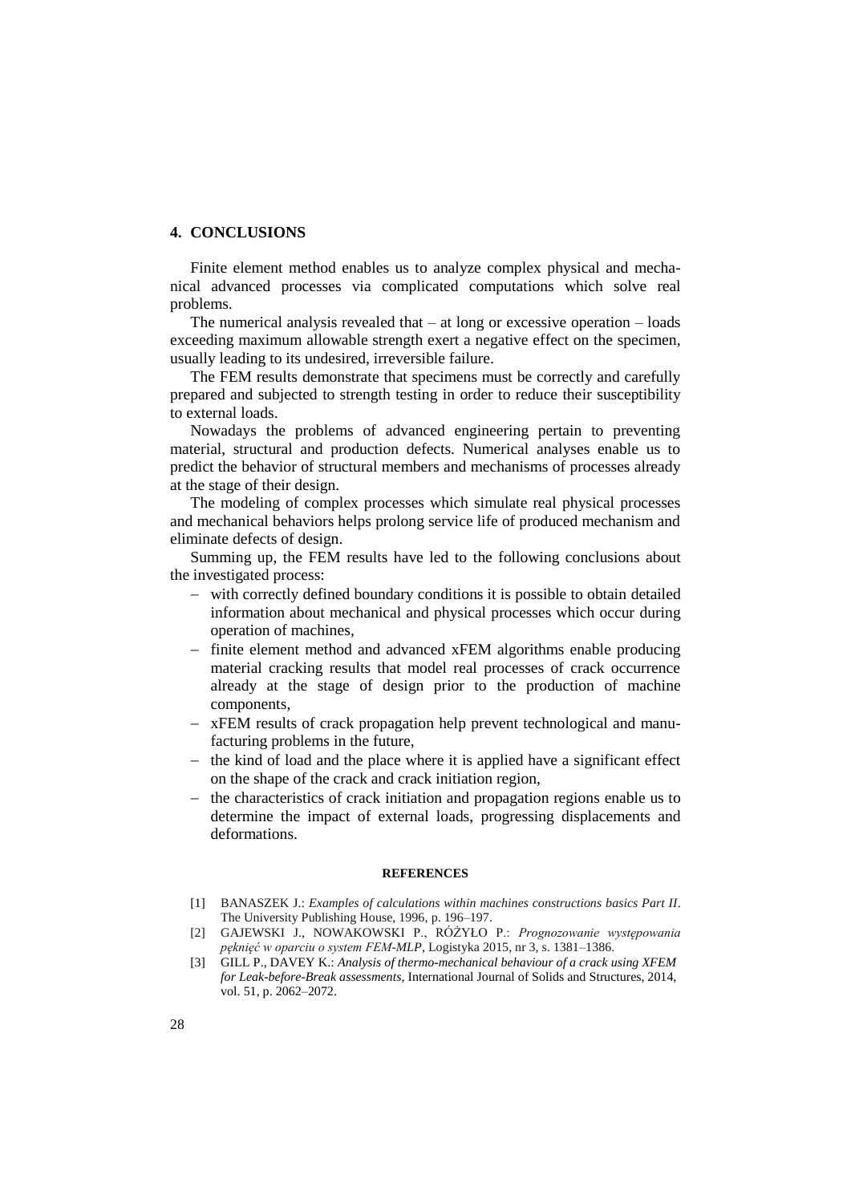## 4. CONCLUSIONS

Finite element method enables us to analyze complex physical and mechanical advanced processes via complicated computations which solve real problems.

The numerical analysis revealed that – at long or excessive operation – loads exceeding maximum allowable strength exert a negative effect on the specimen, usually leading to its undesired, irreversible failure.

The FEM results demonstrate that specimens must be correctly and carefully prepared and subjected to strength testing in order to reduce their susceptibility to external loads.

Nowadays the problems of advanced engineering pertain to preventing material, structural and production defects. Numerical analyses enable us to predict the behavior of structural members and mechanisms of processes already at the stage of their design.

The modeling of complex processes which simulate real physical processes and mechanical behaviors helps prolong service life of produced mechanism and eliminate defects of design.

Summing up, the FEM results have led to the following conclusions about the investigated process:

- with correctly defined boundary conditions it is possible to obtain detailed information about mechanical and physical processes which occur during operation of machines,
- finite element method and advanced xFEM algorithms enable producing material cracking results that model real processes of crack occurrence already at the stage of design prior to the production of machine components,
- xFEM results of crack propagation help prevent technological and manufacturing problems in the future,
- the kind of load and the place where it is applied have a significant effect on the shape of the crack and crack initiation region,
- the characteristics of crack initiation and propagation regions enable us to determine the impact of external loads, progressing displacements and deformations.

### REFERENCES

[1] BANASZEK J.: *Examples of calculations within machines constructions basics Part II*. The University Publishing House, 1996, p. 196–197.

[2] GAJEWSKI J., NOWAKOWSKI P., RÓŻYŁO P.: *Prognozowanie występowania pęknięć w oparciu o system FEM-MLP*, Logistyka 2015, nr 3, s. 1381–1386.

[3] GILL P., DAVEY K.: *Analysis of thermo-mechanical behaviour of a crack using XFEM for Leak-before-Break assessments*, International Journal of Solids and Structures, 2014, vol. 51, p. 2062–2072.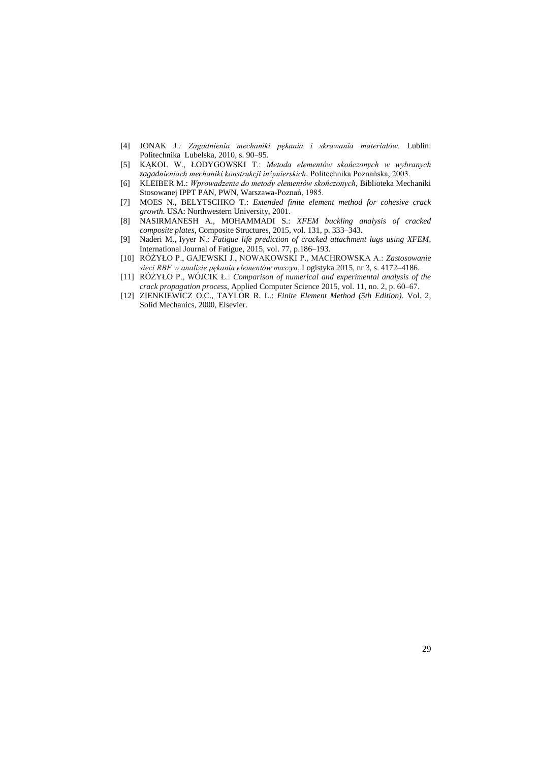[4] JONAK J.: *Zagadnienia mechaniki pękania i skrawania materiałów.* Lublin: Politechnika Lubelska, 2010, s. 90–95.

[5] KĄKOL W., ŁODYGOWSKI T.: *Metoda elementów skończonych w wybranych zagadnieniach mechaniki konstrukcji inżynierskich*. Politechnika Poznańska, 2003.

[6] KLEIBER M.: *Wprowadzenie do metody elementów skończonych*, Biblioteka Mechaniki Stosowanej IPPT PAN, PWN, Warszawa-Poznań, 1985.

[7] MOES N., BELYTSCHKO T.: *Extended finite element method for cohesive crack growth.* USA: Northwestern University, 2001.

[8] NASIRMANESH A., MOHAMMADI S.: *XFEM buckling analysis of cracked composite plates*, Composite Structures, 2015, vol. 131, p. 333–343.

[9] Naderi M., Iyyer N.: *Fatigue life prediction of cracked attachment lugs using XFEM*, International Journal of Fatigue, 2015, vol. 77, p.186–193.

[10] RÓŻYŁO P., GAJEWSKI J., NOWAKOWSKI P., MACHROWSKA A.: *Zastosowanie sieci RBF w analizie pękania elementów maszyn*, Logistyka 2015, nr 3, s. 4172–4186.

[11] RÓŻYŁO P., WÓJCIK Ł.: *Comparison of numerical and experimental analysis of the crack propagation process*, Applied Computer Science 2015, vol. 11, no. 2, p. 60–67.

[12] ZIENKIEWICZ O.C., TAYLOR R. L.: *Finite Element Method (5th Edition)*. Vol. 2, Solid Mechanics, 2000, Elsevier.